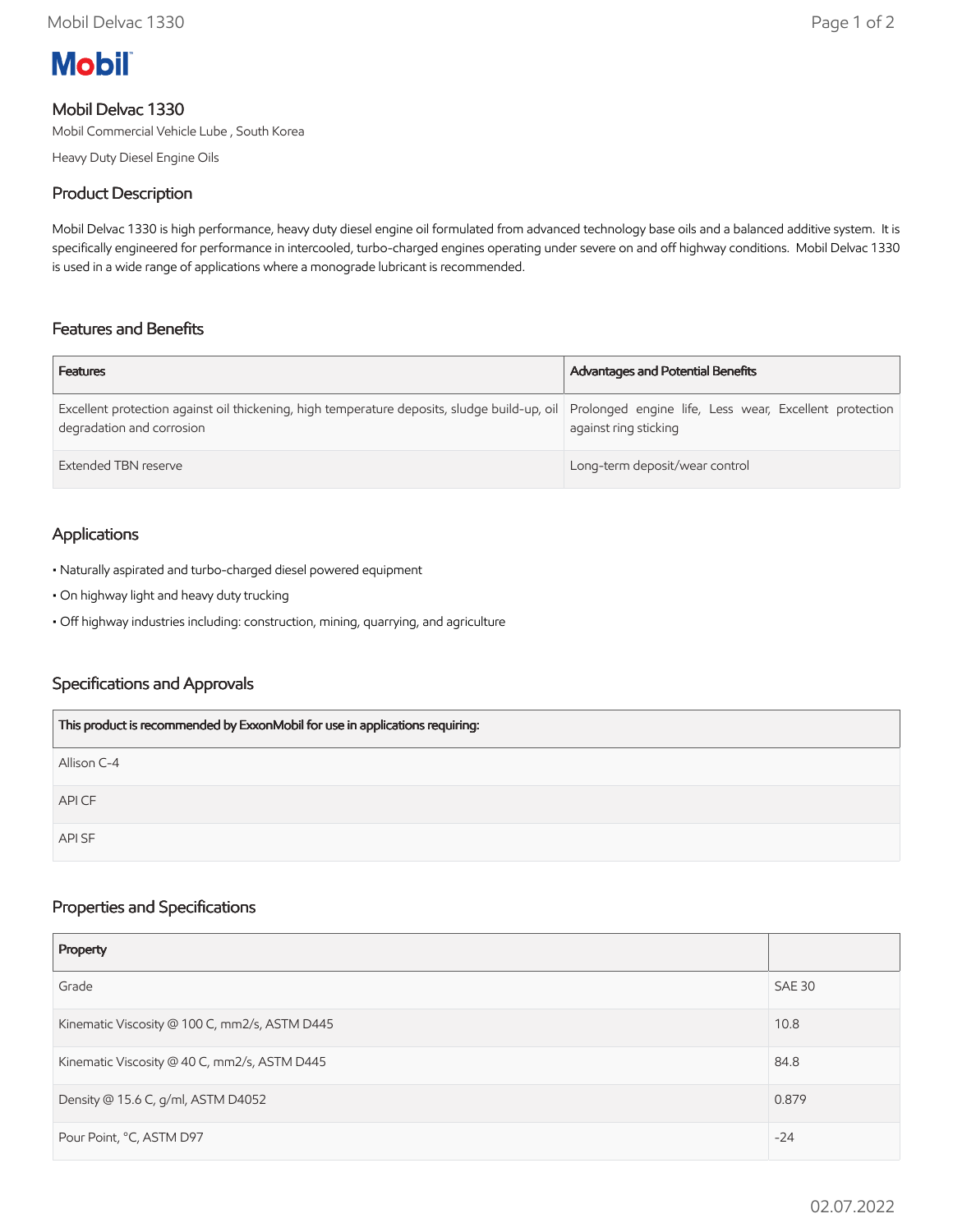Mobil

# Mobil Delvac 1330

Mobil Commercial Vehicle Lube , South Korea

Heavy Duty Diesel Engine Oils

## Product Description

Mobil Delvac 1330 is high performance, heavy duty diesel engine oil formulated from advanced technology base oils and a balanced additive system. It is specifically engineered for performance in intercooled, turbo-charged engines operating under severe on and off highway conditions. Mobil Delvac 1330 is used in a wide range of applications where a monograde lubricant is recommended.

## Features and Benefits

| Features | Advantages and Potential Benefits |
| --- | --- |
| Excellent protection against oil thickening, high temperature deposits, sludge build-up, oil degradation and corrosion | Prolonged engine life, Less wear, Excellent protection against ring sticking |
| Extended TBN reserve | Long-term deposit/wear control |

## Applications

- Naturally aspirated and turbo-charged diesel powered equipment
- On highway light and heavy duty trucking
- Off highway industries including: construction, mining, quarrying, and agriculture

## Specifications and Approvals

| This product is recommended by ExxonMobil for use in applications requiring: |
| --- |
| Allison C-4 |
| API CF |
| API SF |

## Properties and Specifications

| Property | |
| --- | --- |
| Grade | SAE 30 |
| Kinematic Viscosity @ 100 C, mm2/s, ASTM D445 | 10.8 |
| Kinematic Viscosity @ 40 C, mm2/s, ASTM D445 | 84.8 |
| Density @ 15.6 C, g/ml, ASTM D4052 | 0.879 |
| Pour Point, °C, ASTM D97 | -24 |

02.07.2022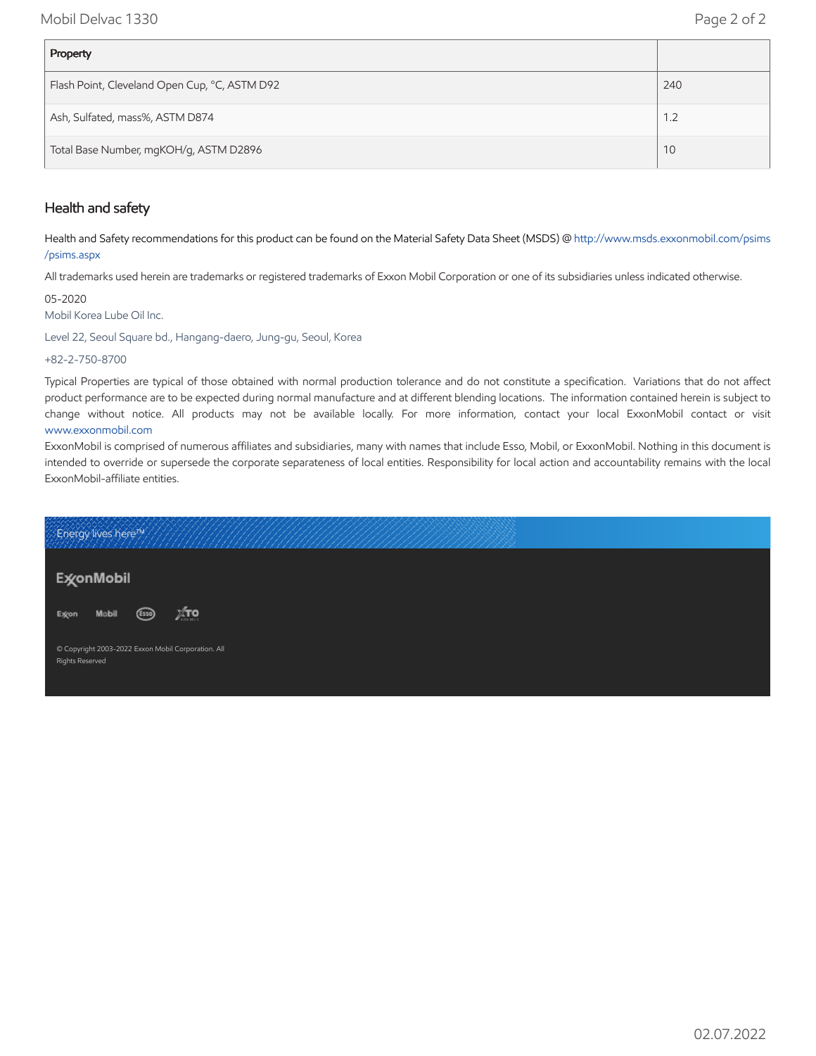| Property | |
|---|---|
| Flash Point, Cleveland Open Cup, °C, ASTM D92 | 240 |
| Ash, Sulfated, mass%, ASTM D874 | 1.2 |
| Total Base Number, mgKOH/g, ASTM D2896 | 10 |

## Health and safety

Health and Safety recommendations for this product can be found on the Material Safety Data Sheet (MSDS) @ http://www.msds.exxonmobil.com/psims/psims.aspx

All trademarks used herein are trademarks or registered trademarks of Exxon Mobil Corporation or one of its subsidiaries unless indicated otherwise.

05-2020

Mobil Korea Lube Oil Inc.

Level 22, Seoul Square bd., Hangang-daero, Jung-gu, Seoul, Korea

+82-2-750-8700

Typical Properties are typical of those obtained with normal production tolerance and do not constitute a specification. Variations that do not affect product performance are to be expected during normal manufacture and at different blending locations. The information contained herein is subject to change without notice. All products may not be available locally. For more information, contact your local ExxonMobil contact or visit www.exxonmobil.com

ExxonMobil is comprised of numerous affiliates and subsidiaries, many with names that include Esso, Mobil, or ExxonMobil. Nothing in this document is intended to override or supersede the corporate separateness of local entities. Responsibility for local action and accountability remains with the local ExxonMobil-affiliate entities.

Energy lives here™

ExxonMobil

Exxon Mobil Esso XTO

© Copyright 2003-2022 Exxon Mobil Corporation. All Rights Reserved